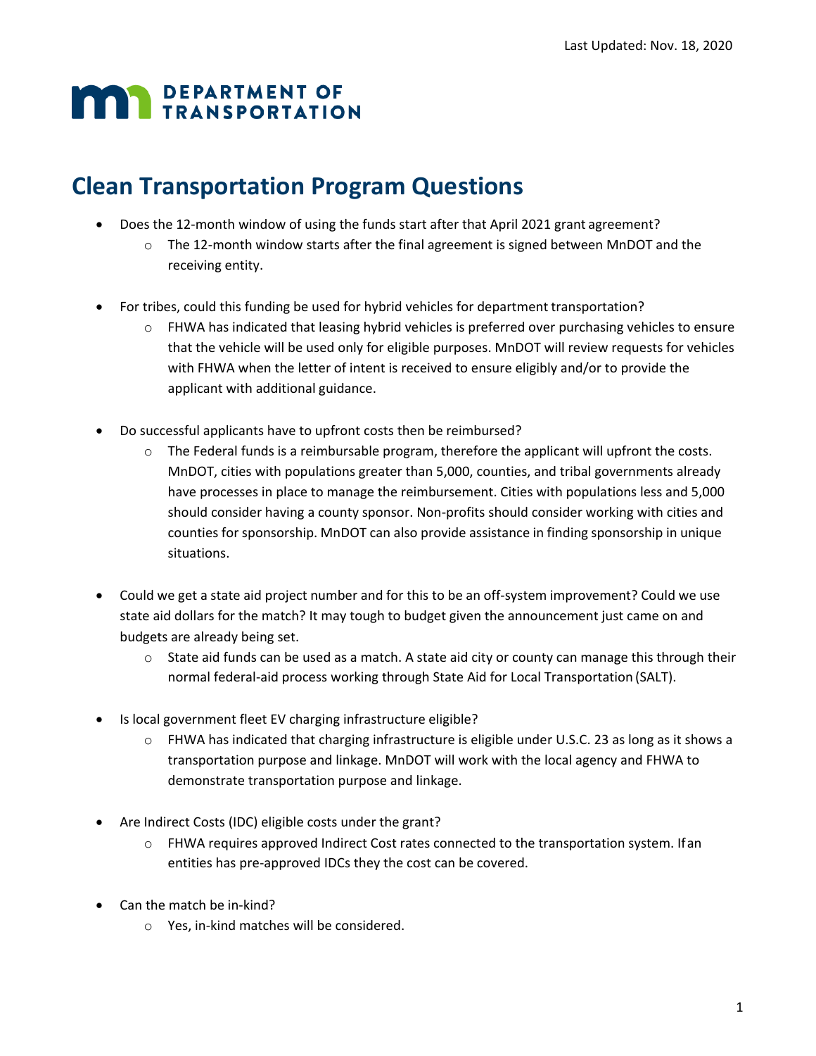Last Updated: Nov. 18, 2020

DEPARTMENT OF TRANSPORTATION

# Clean Transportation Program Questions

- Does the 12-month window of using the funds start after that April 2021 grant agreement?
  - The 12-month window starts after the final agreement is signed between MnDOT and the receiving entity.

- For tribes, could this funding be used for hybrid vehicles for department transportation?
  - FHWA has indicated that leasing hybrid vehicles is preferred over purchasing vehicles to ensure that the vehicle will be used only for eligible purposes. MnDOT will review requests for vehicles with FHWA when the letter of intent is received to ensure eligibly and/or to provide the applicant with additional guidance.

- Do successful applicants have to upfront costs then be reimbursed?
  - The Federal funds is a reimbursable program, therefore the applicant will upfront the costs. MnDOT, cities with populations greater than 5,000, counties, and tribal governments already have processes in place to manage the reimbursement. Cities with populations less and 5,000 should consider having a county sponsor. Non-profits should consider working with cities and counties for sponsorship. MnDOT can also provide assistance in finding sponsorship in unique situations.

- Could we get a state aid project number and for this to be an off-system improvement? Could we use state aid dollars for the match? It may tough to budget given the announcement just came on and budgets are already being set.
  - State aid funds can be used as a match. A state aid city or county can manage this through their normal federal-aid process working through State Aid for Local Transportation (SALT).

- Is local government fleet EV charging infrastructure eligible?
  - FHWA has indicated that charging infrastructure is eligible under U.S.C. 23 as long as it shows a transportation purpose and linkage. MnDOT will work with the local agency and FHWA to demonstrate transportation purpose and linkage.

- Are Indirect Costs (IDC) eligible costs under the grant?
  - FHWA requires approved Indirect Cost rates connected to the transportation system. If an entities has pre-approved IDCs they the cost can be covered.

- Can the match be in-kind?
  - Yes, in-kind matches will be considered.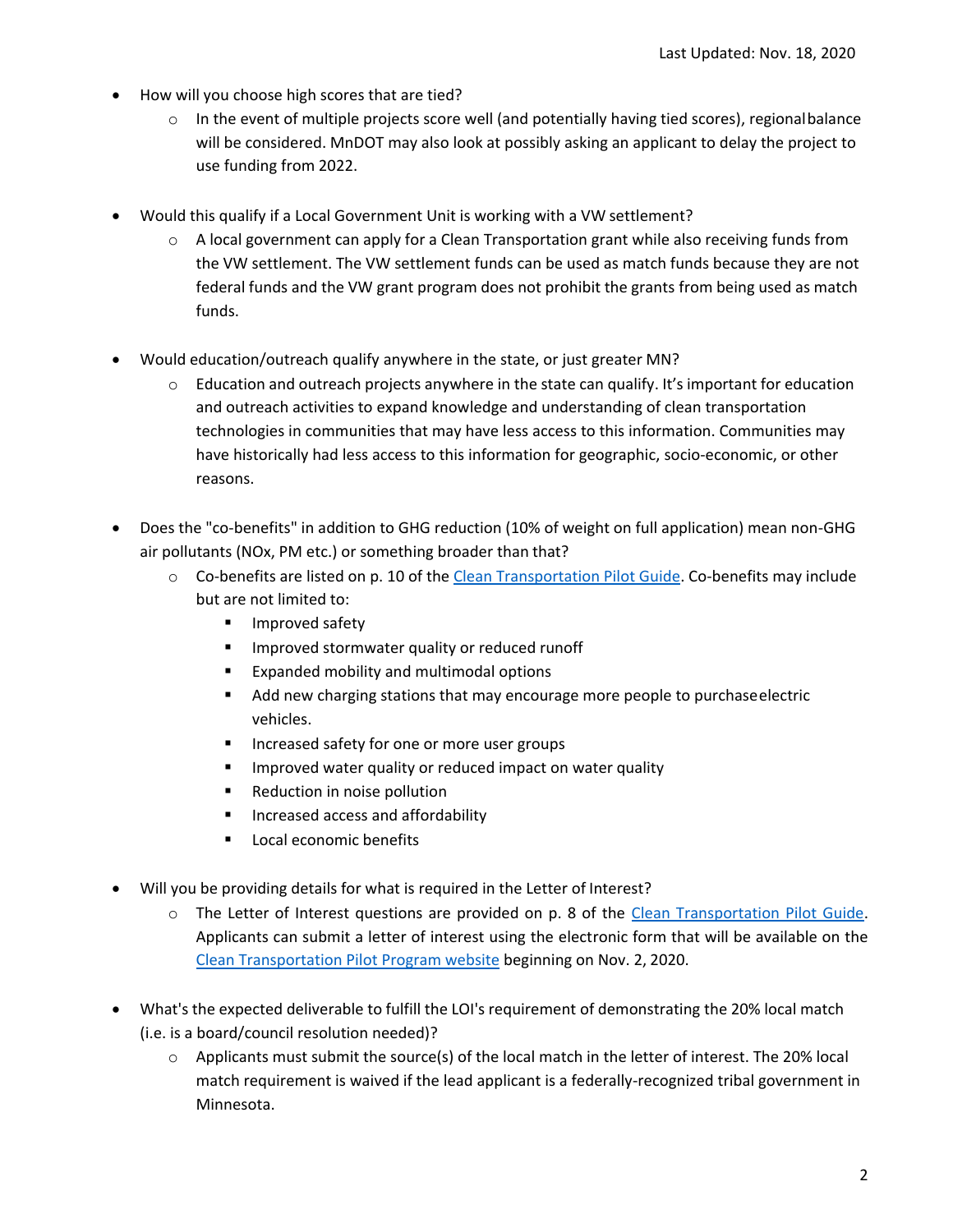- How will you choose high scores that are tied?
  - In the event of multiple projects score well (and potentially having tied scores), regional balance will be considered. MnDOT may also look at possibly asking an applicant to delay the project to use funding from 2022.

- Would this qualify if a Local Government Unit is working with a VW settlement?
  - A local government can apply for a Clean Transportation grant while also receiving funds from the VW settlement. The VW settlement funds can be used as match funds because they are not federal funds and the VW grant program does not prohibit the grants from being used as match funds.

- Would education/outreach qualify anywhere in the state, or just greater MN?
  - Education and outreach projects anywhere in the state can qualify. It's important for education and outreach activities to expand knowledge and understanding of clean transportation technologies in communities that may have less access to this information. Communities may have historically had less access to this information for geographic, socio-economic, or other reasons.

- Does the "co-benefits" in addition to GHG reduction (10% of weight on full application) mean non-GHG air pollutants (NOx, PM etc.) or something broader than that?
  - Co-benefits are listed on p. 10 of the Clean Transportation Pilot Guide. Co-benefits may include but are not limited to:
    - Improved safety
    - Improved stormwater quality or reduced runoff
    - Expanded mobility and multimodal options
    - Add new charging stations that may encourage more people to purchase electric vehicles.
    - Increased safety for one or more user groups
    - Improved water quality or reduced impact on water quality
    - Reduction in noise pollution
    - Increased access and affordability
    - Local economic benefits

- Will you be providing details for what is required in the Letter of Interest?
  - The Letter of Interest questions are provided on p. 8 of the Clean Transportation Pilot Guide. Applicants can submit a letter of interest using the electronic form that will be available on the Clean Transportation Pilot Program website beginning on Nov. 2, 2020.

- What's the expected deliverable to fulfill the LOI's requirement of demonstrating the 20% local match (i.e. is a board/council resolution needed)?
  - Applicants must submit the source(s) of the local match in the letter of interest. The 20% local match requirement is waived if the lead applicant is a federally-recognized tribal government in Minnesota.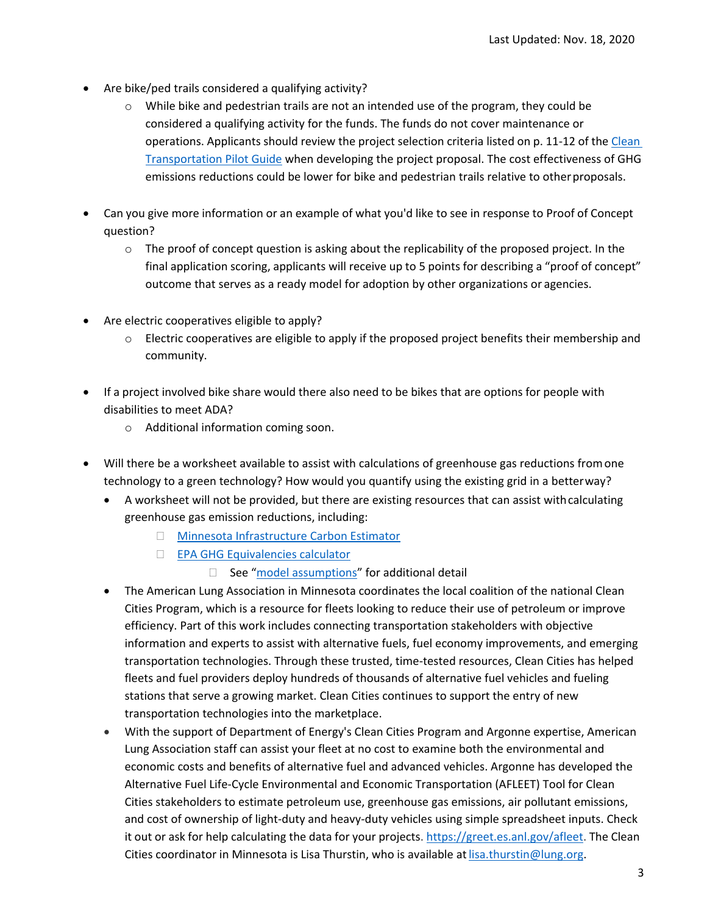- Are bike/ped trails considered a qualifying activity?
  - While bike and pedestrian trails are not an intended use of the program, they could be considered a qualifying activity for the funds. The funds do not cover maintenance or operations. Applicants should review the project selection criteria listed on p. 11-12 of the [Clean Transportation Pilot Guide]() when developing the project proposal. The cost effectiveness of GHG emissions reductions could be lower for bike and pedestrian trails relative to other proposals.

- Can you give more information or an example of what you'd like to see in response to Proof of Concept question?
  - The proof of concept question is asking about the replicability of the proposed project. In the final application scoring, applicants will receive up to 5 points for describing a "proof of concept" outcome that serves as a ready model for adoption by other organizations or agencies.

- Are electric cooperatives eligible to apply?
  - Electric cooperatives are eligible to apply if the proposed project benefits their membership and community.

- If a project involved bike share would there also need to be bikes that are options for people with disabilities to meet ADA?
  - Additional information coming soon.

- Will there be a worksheet available to assist with calculations of greenhouse gas reductions from one technology to a green technology? How would you quantify using the existing grid in a better way?
  - A worksheet will not be provided, but there are existing resources that can assist with calculating greenhouse gas emission reductions, including:
    - [Minnesota Infrastructure Carbon Estimator]()
    - [EPA GHG Equivalencies calculator]()
      - See "[model assumptions]()" for additional detail
  - The American Lung Association in Minnesota coordinates the local coalition of the national Clean Cities Program, which is a resource for fleets looking to reduce their use of petroleum or improve efficiency. Part of this work includes connecting transportation stakeholders with objective information and experts to assist with alternative fuels, fuel economy improvements, and emerging transportation technologies. Through these trusted, time-tested resources, Clean Cities has helped fleets and fuel providers deploy hundreds of thousands of alternative fuel vehicles and fueling stations that serve a growing market. Clean Cities continues to support the entry of new transportation technologies into the marketplace.
  - With the support of Department of Energy's Clean Cities Program and Argonne expertise, American Lung Association staff can assist your fleet at no cost to examine both the environmental and economic costs and benefits of alternative fuel and advanced vehicles. Argonne has developed the Alternative Fuel Life-Cycle Environmental and Economic Transportation (AFLEET) Tool for Clean Cities stakeholders to estimate petroleum use, greenhouse gas emissions, air pollutant emissions, and cost of ownership of light-duty and heavy-duty vehicles using simple spreadsheet inputs. Check it out or ask for help calculating the data for your projects. https://greet.es.anl.gov/afleet. The Clean Cities coordinator in Minnesota is Lisa Thurstin, who is available at lisa.thurstin@lung.org.